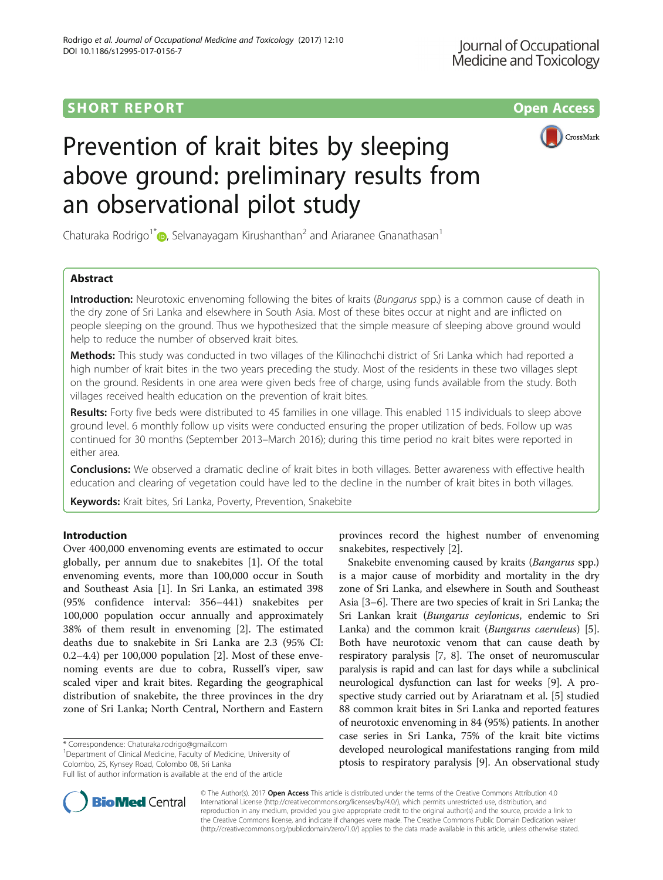SHORT REPORT

Open Access

# Prevention of krait bites by sleeping above ground: preliminary results from an observational pilot study

Chaturaka Rodrigo[1*], Selvanayagam Kirushanthan[2] and Ariaranee Gnanathasan[1]

## Abstract

**Introduction:** Neurotoxic envenoming following the bites of kraits (*Bungarus* spp.) is a common cause of death in the dry zone of Sri Lanka and elsewhere in South Asia. Most of these bites occur at night and are inflicted on people sleeping on the ground. Thus we hypothesized that the simple measure of sleeping above ground would help to reduce the number of observed krait bites.

**Methods:** This study was conducted in two villages of the Kilinochchi district of Sri Lanka which had reported a high number of krait bites in the two years preceding the study. Most of the residents in these two villages slept on the ground. Residents in one area were given beds free of charge, using funds available from the study. Both villages received health education on the prevention of krait bites.

**Results:** Forty five beds were distributed to 45 families in one village. This enabled 115 individuals to sleep above ground level. 6 monthly follow up visits were conducted ensuring the proper utilization of beds. Follow up was continued for 30 months (September 2013–March 2016); during this time period no krait bites were reported in either area.

**Conclusions:** We observed a dramatic decline of krait bites in both villages. Better awareness with effective health education and clearing of vegetation could have led to the decline in the number of krait bites in both villages.

**Keywords:** Krait bites, Sri Lanka, Poverty, Prevention, Snakebite

## Introduction

Over 400,000 envenoming events are estimated to occur globally, per annum due to snakebites [1]. Of the total envenoming events, more than 100,000 occur in South and Southeast Asia [1]. In Sri Lanka, an estimated 398 (95% confidence interval: 356–441) snakebites per 100,000 population occur annually and approximately 38% of them result in envenoming [2]. The estimated deaths due to snakebite in Sri Lanka are 2.3 (95% CI: 0.2–4.4) per 100,000 population [2]. Most of these envenoming events are due to cobra, Russell's viper, saw scaled viper and krait bites. Regarding the geographical distribution of snakebite, the three provinces in the dry zone of Sri Lanka; North Central, Northern and Eastern provinces record the highest number of envenoming snakebites, respectively [2].

Snakebite envenoming caused by kraits (*Bangarus* spp.) is a major cause of morbidity and mortality in the dry zone of Sri Lanka, and elsewhere in South and Southeast Asia [3–6]. There are two species of krait in Sri Lanka; the Sri Lankan krait (*Bungarus ceylonicus*, endemic to Sri Lanka) and the common krait (*Bungarus caeruleus*) [5]. Both have neurotoxic venom that can cause death by respiratory paralysis [7, 8]. The onset of neuromuscular paralysis is rapid and can last for days while a subclinical neurological dysfunction can last for weeks [9]. A prospective study carried out by Ariaratnam et al. [5] studied 88 common krait bites in Sri Lanka and reported features of neurotoxic envenoming in 84 (95%) patients. In another case series in Sri Lanka, 75% of the krait bite victims developed neurological manifestations ranging from mild ptosis to respiratory paralysis [9]. An observational study

\* Correspondence: Chaturaka.rodrigo@gmail.com
[1]Department of Clinical Medicine, Faculty of Medicine, University of Colombo, 25, Kynsey Road, Colombo 08, Sri Lanka
Full list of author information is available at the end of the article

© The Author(s). 2017 **Open Access** This article is distributed under the terms of the Creative Commons Attribution 4.0 International License (http://creativecommons.org/licenses/by/4.0/), which permits unrestricted use, distribution, and reproduction in any medium, provided you give appropriate credit to the original author(s) and the source, provide a link to the Creative Commons license, and indicate if changes were made. The Creative Commons Public Domain Dedication waiver (http://creativecommons.org/publicdomain/zero/1.0/) applies to the data made available in this article, unless otherwise stated.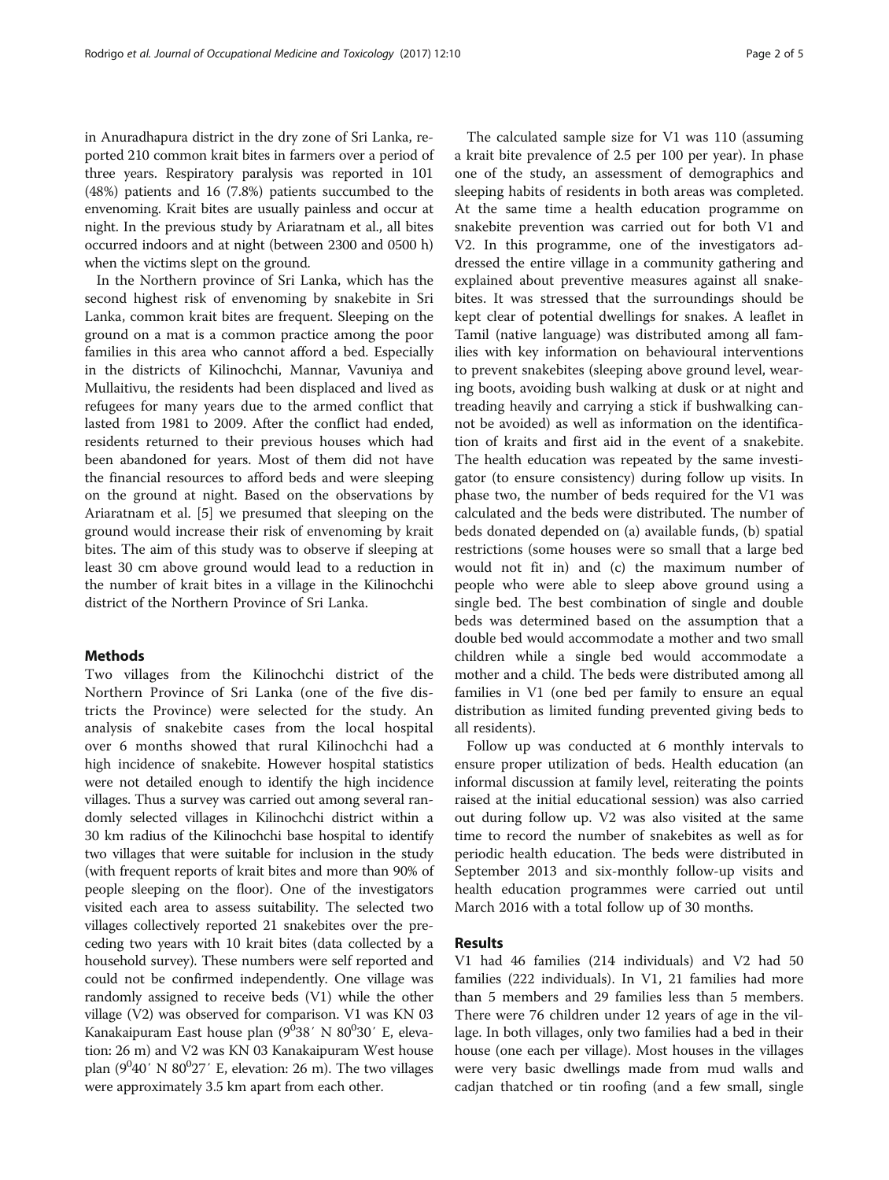in Anuradhapura district in the dry zone of Sri Lanka, reported 210 common krait bites in farmers over a period of three years. Respiratory paralysis was reported in 101 (48%) patients and 16 (7.8%) patients succumbed to the envenoming. Krait bites are usually painless and occur at night. In the previous study by Ariaratnam et al., all bites occurred indoors and at night (between 2300 and 0500 h) when the victims slept on the ground.

In the Northern province of Sri Lanka, which has the second highest risk of envenoming by snakebite in Sri Lanka, common krait bites are frequent. Sleeping on the ground on a mat is a common practice among the poor families in this area who cannot afford a bed. Especially in the districts of Kilinochchi, Mannar, Vavuniya and Mullaitivu, the residents had been displaced and lived as refugees for many years due to the armed conflict that lasted from 1981 to 2009. After the conflict had ended, residents returned to their previous houses which had been abandoned for years. Most of them did not have the financial resources to afford beds and were sleeping on the ground at night. Based on the observations by Ariaratnam et al. [5] we presumed that sleeping on the ground would increase their risk of envenoming by krait bites. The aim of this study was to observe if sleeping at least 30 cm above ground would lead to a reduction in the number of krait bites in a village in the Kilinochchi district of the Northern Province of Sri Lanka.

## Methods

Two villages from the Kilinochchi district of the Northern Province of Sri Lanka (one of the five districts the Province) were selected for the study. An analysis of snakebite cases from the local hospital over 6 months showed that rural Kilinochchi had a high incidence of snakebite. However hospital statistics were not detailed enough to identify the high incidence villages. Thus a survey was carried out among several randomly selected villages in Kilinochchi district within a 30 km radius of the Kilinochchi base hospital to identify two villages that were suitable for inclusion in the study (with frequent reports of krait bites and more than 90% of people sleeping on the floor). One of the investigators visited each area to assess suitability. The selected two villages collectively reported 21 snakebites over the preceding two years with 10 krait bites (data collected by a household survey). These numbers were self reported and could not be confirmed independently. One village was randomly assigned to receive beds (V1) while the other village (V2) was observed for comparison. V1 was KN 03 Kanakaipuram East house plan ($9^0 38'$ N $80^0 30'$ E, elevation: 26 m) and V2 was KN 03 Kanakaipuram West house plan ($9^0 40'$ N $80^0 27'$ E, elevation: 26 m). The two villages were approximately 3.5 km apart from each other.

The calculated sample size for V1 was 110 (assuming a krait bite prevalence of 2.5 per 100 per year). In phase one of the study, an assessment of demographics and sleeping habits of residents in both areas was completed. At the same time a health education programme on snakebite prevention was carried out for both V1 and V2. In this programme, one of the investigators addressed the entire village in a community gathering and explained about preventive measures against all snakebites. It was stressed that the surroundings should be kept clear of potential dwellings for snakes. A leaflet in Tamil (native language) was distributed among all families with key information on behavioural interventions to prevent snakebites (sleeping above ground level, wearing boots, avoiding bush walking at dusk or at night and treading heavily and carrying a stick if bushwalking cannot be avoided) as well as information on the identification of kraits and first aid in the event of a snakebite. The health education was repeated by the same investigator (to ensure consistency) during follow up visits. In phase two, the number of beds required for the V1 was calculated and the beds were distributed. The number of beds donated depended on (a) available funds, (b) spatial restrictions (some houses were so small that a large bed would not fit in) and (c) the maximum number of people who were able to sleep above ground using a single bed. The best combination of single and double beds was determined based on the assumption that a double bed would accommodate a mother and two small children while a single bed would accommodate a mother and a child. The beds were distributed among all families in V1 (one bed per family to ensure an equal distribution as limited funding prevented giving beds to all residents).

Follow up was conducted at 6 monthly intervals to ensure proper utilization of beds. Health education (an informal discussion at family level, reiterating the points raised at the initial educational session) was also carried out during follow up. V2 was also visited at the same time to record the number of snakebites as well as for periodic health education. The beds were distributed in September 2013 and six-monthly follow-up visits and health education programmes were carried out until March 2016 with a total follow up of 30 months.

## Results

V1 had 46 families (214 individuals) and V2 had 50 families (222 individuals). In V1, 21 families had more than 5 members and 29 families less than 5 members. There were 76 children under 12 years of age in the village. In both villages, only two families had a bed in their house (one each per village). Most houses in the villages were very basic dwellings made from mud walls and cadjan thatched or tin roofing (and a few small, single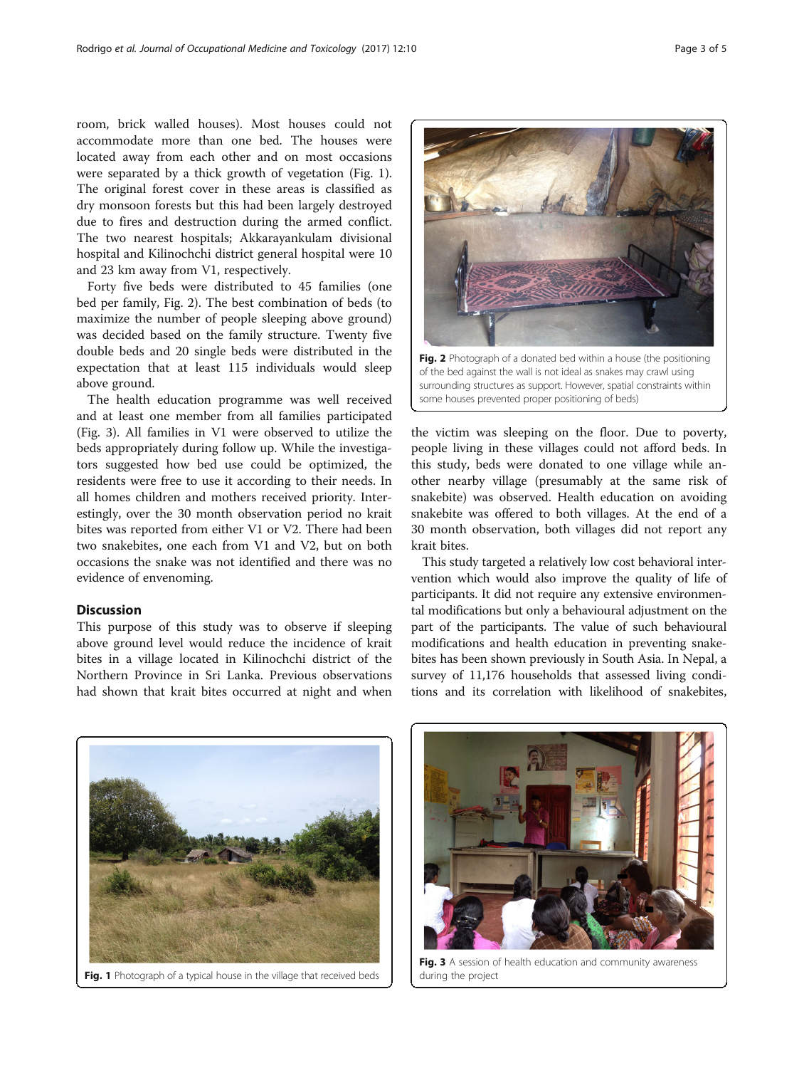room, brick walled houses). Most houses could not accommodate more than one bed. The houses were located away from each other and on most occasions were separated by a thick growth of vegetation (Fig. 1). The original forest cover in these areas is classified as dry monsoon forests but this had been largely destroyed due to fires and destruction during the armed conflict. The two nearest hospitals; Akkarayankulam divisional hospital and Kilinochchi district general hospital were 10 and 23 km away from V1, respectively.

Forty five beds were distributed to 45 families (one bed per family, Fig. 2). The best combination of beds (to maximize the number of people sleeping above ground) was decided based on the family structure. Twenty five double beds and 20 single beds were distributed in the expectation that at least 115 individuals would sleep above ground.

The health education programme was well received and at least one member from all families participated (Fig. 3). All families in V1 were observed to utilize the beds appropriately during follow up. While the investigators suggested how bed use could be optimized, the residents were free to use it according to their needs. In all homes children and mothers received priority. Interestingly, over the 30 month observation period no krait bites was reported from either V1 or V2. There had been two snakebites, one each from V1 and V2, but on both occasions the snake was not identified and there was no evidence of envenoming.

**Fig. 2** Photograph of a donated bed within a house (the positioning of the bed against the wall is not ideal as snakes may crawl using surrounding structures as support. However, spatial constraints within some houses prevented proper positioning of beds)

## Discussion

This purpose of this study was to observe if sleeping above ground level would reduce the incidence of krait bites in a village located in Kilinochchi district of the Northern Province in Sri Lanka. Previous observations had shown that krait bites occurred at night and when the victim was sleeping on the floor. Due to poverty, people living in these villages could not afford beds. In this study, beds were donated to one village while another nearby village (presumably at the same risk of snakebite) was observed. Health education on avoiding snakebite was offered to both villages. At the end of a 30 month observation, both villages did not report any krait bites.

This study targeted a relatively low cost behavioral intervention which would also improve the quality of life of participants. It did not require any extensive environmental modifications but only a behavioural adjustment on the part of the participants. The value of such behavioural modifications and health education in preventing snakebites has been shown previously in South Asia. In Nepal, a survey of 11,176 households that assessed living conditions and its correlation with likelihood of snakebites,

**Fig. 1** Photograph of a typical house in the village that received beds

**Fig. 3** A session of health education and community awareness during the project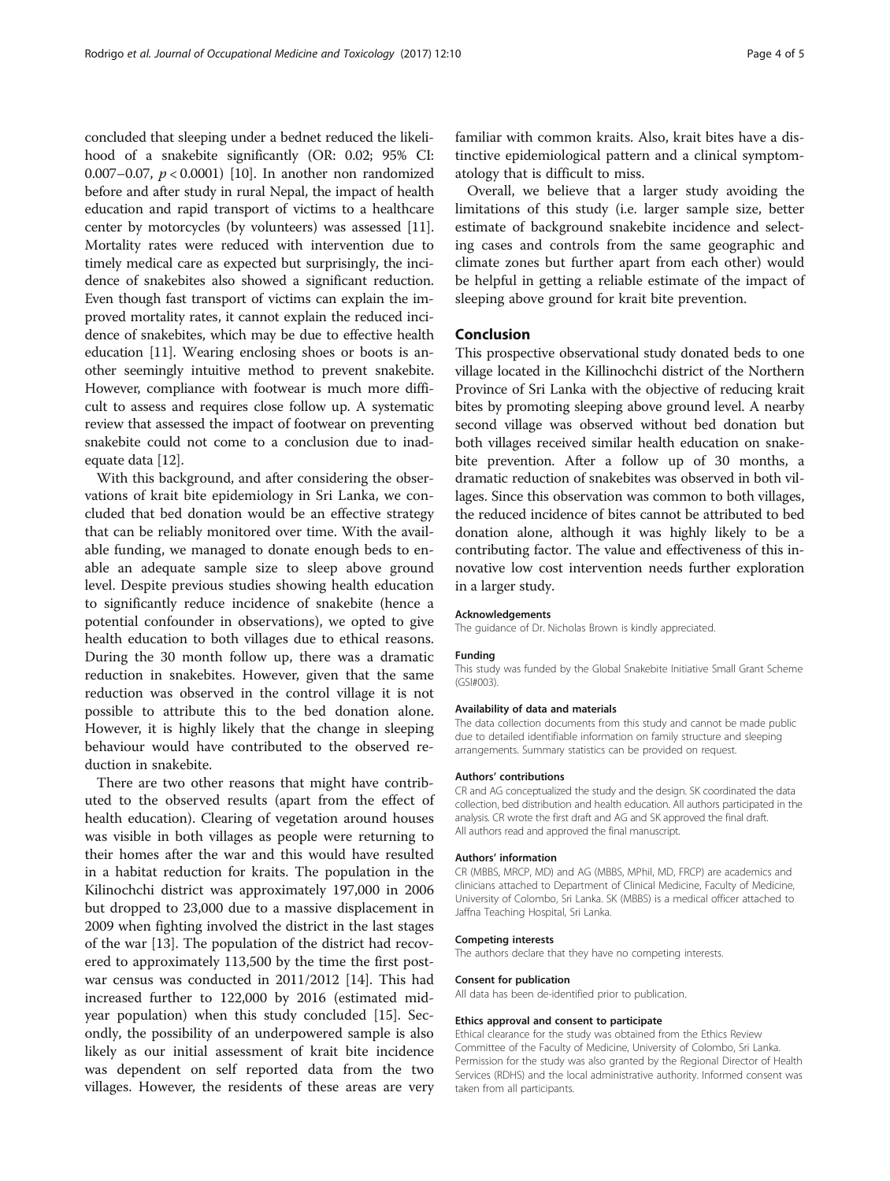concluded that sleeping under a bednet reduced the likelihood of a snakebite significantly (OR: 0.02; 95% CI: 0.007–0.07, $p < 0.0001$) [10]. In another non randomized before and after study in rural Nepal, the impact of health education and rapid transport of victims to a healthcare center by motorcycles (by volunteers) was assessed [11]. Mortality rates were reduced with intervention due to timely medical care as expected but surprisingly, the incidence of snakebites also showed a significant reduction. Even though fast transport of victims can explain the improved mortality rates, it cannot explain the reduced incidence of snakebites, which may be due to effective health education [11]. Wearing enclosing shoes or boots is another seemingly intuitive method to prevent snakebite. However, compliance with footwear is much more difficult to assess and requires close follow up. A systematic review that assessed the impact of footwear on preventing snakebite could not come to a conclusion due to inadequate data [12].

With this background, and after considering the observations of krait bite epidemiology in Sri Lanka, we concluded that bed donation would be an effective strategy that can be reliably monitored over time. With the available funding, we managed to donate enough beds to enable an adequate sample size to sleep above ground level. Despite previous studies showing health education to significantly reduce incidence of snakebite (hence a potential confounder in observations), we opted to give health education to both villages due to ethical reasons. During the 30 month follow up, there was a dramatic reduction in snakebites. However, given that the same reduction was observed in the control village it is not possible to attribute this to the bed donation alone. However, it is highly likely that the change in sleeping behaviour would have contributed to the observed reduction in snakebite.

There are two other reasons that might have contributed to the observed results (apart from the effect of health education). Clearing of vegetation around houses was visible in both villages as people were returning to their homes after the war and this would have resulted in a habitat reduction for kraits. The population in the Kilinochchi district was approximately 197,000 in 2006 but dropped to 23,000 due to a massive displacement in 2009 when fighting involved the district in the last stages of the war [13]. The population of the district had recovered to approximately 113,500 by the time the first post-war census was conducted in 2011/2012 [14]. This had increased further to 122,000 by 2016 (estimated mid-year population) when this study concluded [15]. Secondly, the possibility of an underpowered sample is also likely as our initial assessment of krait bite incidence was dependent on self reported data from the two villages. However, the residents of these areas are very familiar with common kraits. Also, krait bites have a distinctive epidemiological pattern and a clinical symptomatology that is difficult to miss.

Overall, we believe that a larger study avoiding the limitations of this study (i.e. larger sample size, better estimate of background snakebite incidence and selecting cases and controls from the same geographic and climate zones but further apart from each other) would be helpful in getting a reliable estimate of the impact of sleeping above ground for krait bite prevention.

## Conclusion

This prospective observational study donated beds to one village located in the Killinochchi district of the Northern Province of Sri Lanka with the objective of reducing krait bites by promoting sleeping above ground level. A nearby second village was observed without bed donation but both villages received similar health education on snakebite prevention. After a follow up of 30 months, a dramatic reduction of snakebites was observed in both villages. Since this observation was common to both villages, the reduced incidence of bites cannot be attributed to bed donation alone, although it was highly likely to be a contributing factor. The value and effectiveness of this innovative low cost intervention needs further exploration in a larger study.

#### Acknowledgements

The guidance of Dr. Nicholas Brown is kindly appreciated.

#### Funding

This study was funded by the Global Snakebite Initiative Small Grant Scheme (GSI#003).

#### Availability of data and materials

The data collection documents from this study and cannot be made public due to detailed identifiable information on family structure and sleeping arrangements. Summary statistics can be provided on request.

#### Authors' contributions

CR and AG conceptualized the study and the design. SK coordinated the data collection, bed distribution and health education. All authors participated in the analysis. CR wrote the first draft and AG and SK approved the final draft. All authors read and approved the final manuscript.

#### Authors' information

CR (MBBS, MRCP, MD) and AG (MBBS, MPhil, MD, FRCP) are academics and clinicians attached to Department of Clinical Medicine, Faculty of Medicine, University of Colombo, Sri Lanka. SK (MBBS) is a medical officer attached to Jaffna Teaching Hospital, Sri Lanka.

#### Competing interests

The authors declare that they have no competing interests.

#### Consent for publication

All data has been de-identified prior to publication.

#### Ethics approval and consent to participate

Ethical clearance for the study was obtained from the Ethics Review Committee of the Faculty of Medicine, University of Colombo, Sri Lanka. Permission for the study was also granted by the Regional Director of Health Services (RDHS) and the local administrative authority. Informed consent was taken from all participants.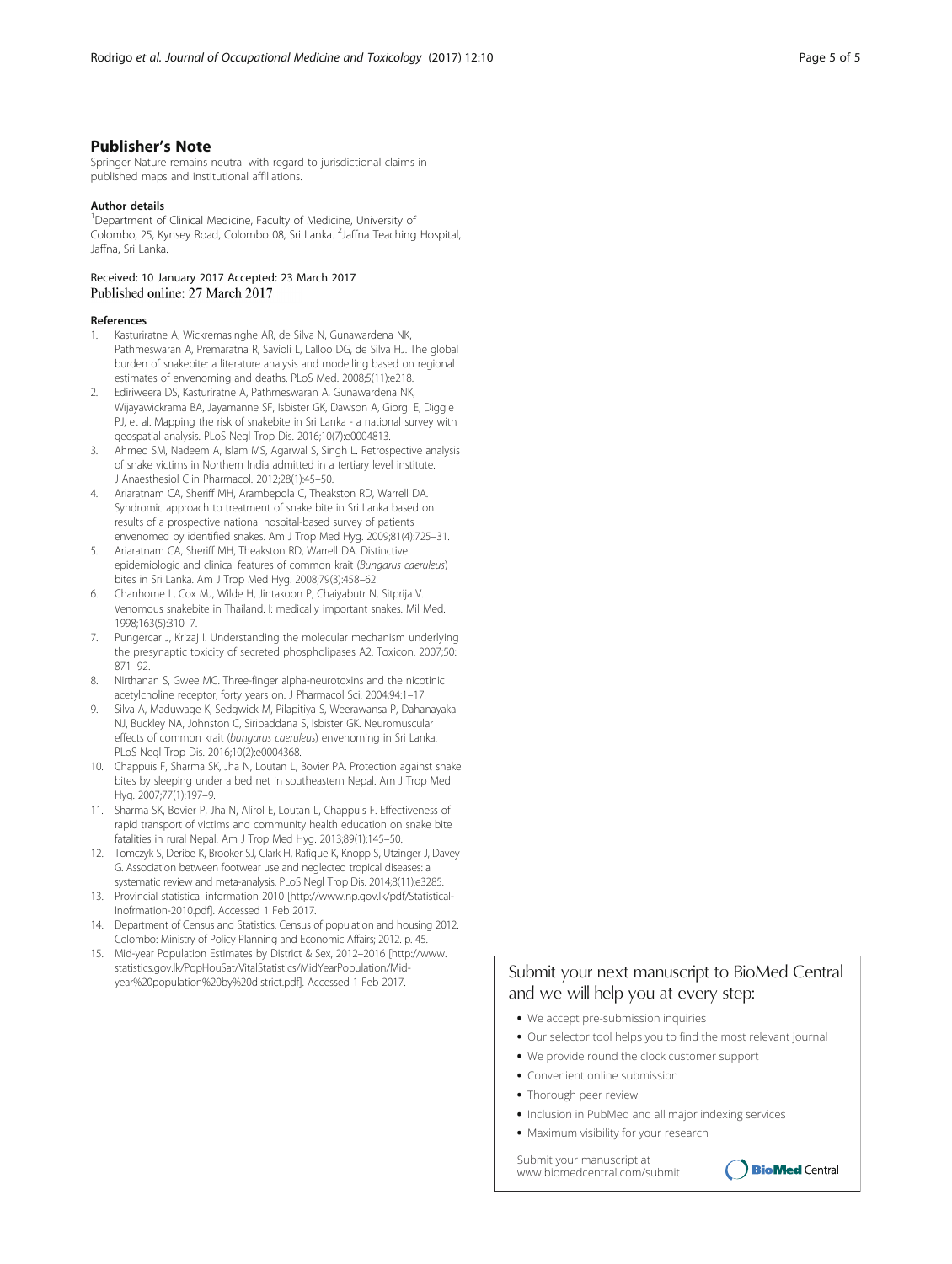## Publisher's Note

Springer Nature remains neutral with regard to jurisdictional claims in published maps and institutional affiliations.

### Author details

[1]Department of Clinical Medicine, Faculty of Medicine, University of Colombo, 25, Kynsey Road, Colombo 08, Sri Lanka. [2]Jaffna Teaching Hospital, Jaffna, Sri Lanka.

Received: 10 January 2017 Accepted: 23 March 2017
Published online: 27 March 2017

### References

1. Kasturiratne A, Wickremasinghe AR, de Silva N, Gunawardena NK, Pathmeswaran A, Premaratna R, Savioli L, Lalloo DG, de Silva HJ. The global burden of snakebite: a literature analysis and modelling based on regional estimates of envenoming and deaths. PLoS Med. 2008;5(11):e218.
2. Ediriweera DS, Kasturiratne A, Pathmeswaran A, Gunawardena NK, Wijayawickrama BA, Jayamanne SF, Isbister GK, Dawson A, Giorgi E, Diggle PJ, et al. Mapping the risk of snakebite in Sri Lanka - a national survey with geospatial analysis. PLoS Negl Trop Dis. 2016;10(7):e0004813.
3. Ahmed SM, Nadeem A, Islam MS, Agarwal S, Singh L. Retrospective analysis of snake victims in Northern India admitted in a tertiary level institute. J Anaesthesiol Clin Pharmacol. 2012;28(1):45–50.
4. Ariaratnam CA, Sheriff MH, Arambepola C, Theakston RD, Warrell DA. Syndromic approach to treatment of snake bite in Sri Lanka based on results of a prospective national hospital-based survey of patients envenomed by identified snakes. Am J Trop Med Hyg. 2009;81(4):725–31.
5. Ariaratnam CA, Sheriff MH, Theakston RD, Warrell DA. Distinctive epidemiologic and clinical features of common krait (*Bungarus caeruleus*) bites in Sri Lanka. Am J Trop Med Hyg. 2008;79(3):458–62.
6. Chanhome L, Cox MJ, Wilde H, Jintakoon P, Chaiyabutr N, Sitprija V. Venomous snakebite in Thailand. I: medically important snakes. Mil Med. 1998;163(5):310–7.
7. Pungercar J, Krizaj I. Understanding the molecular mechanism underlying the presynaptic toxicity of secreted phospholipases A2. Toxicon. 2007;50: 871–92.
8. Nirthanan S, Gwee MC. Three-finger alpha-neurotoxins and the nicotinic acetylcholine receptor, forty years on. J Pharmacol Sci. 2004;94:1–17.
9. Silva A, Maduwage K, Sedgwick M, Pilapitiya S, Weerawansa P, Dahanayaka NJ, Buckley NA, Johnston C, Siribaddana S, Isbister GK. Neuromuscular effects of common krait (*bungarus caeruleus*) envenoming in Sri Lanka. PLoS Negl Trop Dis. 2016;10(2):e0004368.
10. Chappuis F, Sharma SK, Jha N, Loutan L, Bovier PA. Protection against snake bites by sleeping under a bed net in southeastern Nepal. Am J Trop Med Hyg. 2007;77(1):197–9.
11. Sharma SK, Bovier P, Jha N, Alirol E, Loutan L, Chappuis F. Effectiveness of rapid transport of victims and community health education on snake bite fatalities in rural Nepal. Am J Trop Med Hyg. 2013;89(1):145–50.
12. Tomczyk S, Deribe K, Brooker SJ, Clark H, Rafique K, Knopp S, Utzinger J, Davey G. Association between footwear use and neglected tropical diseases: a systematic review and meta-analysis. PLoS Negl Trop Dis. 2014;8(11):e3285.
13. Provincial statistical information 2010 [http://www.np.gov.lk/pdf/Statistical-Inofrmation-2010.pdf]. Accessed 1 Feb 2017.
14. Department of Census and Statistics. Census of population and housing 2012. Colombo: Ministry of Policy Planning and Economic Affairs; 2012. p. 45.
15. Mid-year Population Estimates by District & Sex, 2012–2016 [http://www.statistics.gov.lk/PopHouSat/VitalStatistics/MidYearPopulation/Mid-year%20population%20by%20district.pdf]. Accessed 1 Feb 2017.